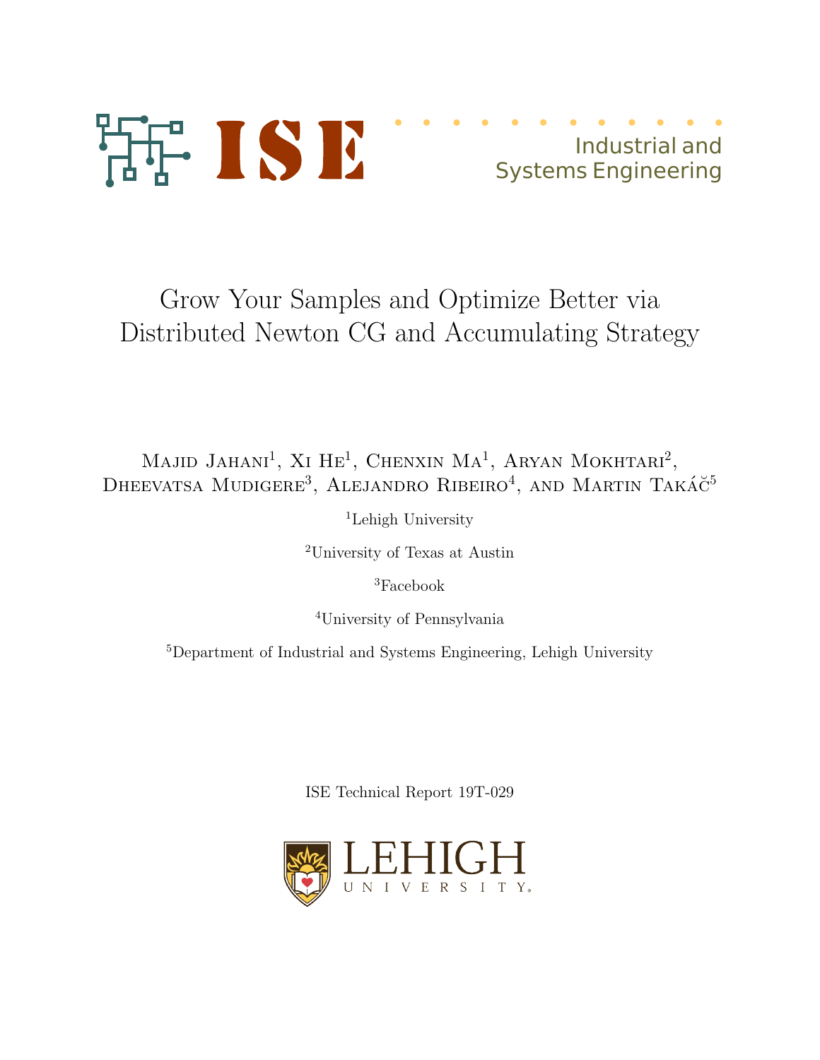ISE

Industrial and Systems Engineering

# Grow Your Samples and Optimize Better via Distributed Newton CG and Accumulating Strategy

Majid Jahani[1], Xi He[1], Chenxin Ma[1], Aryan Mokhtari[2], Dheevatsa Mudigere[3], Alejandro Ribeiro[4], and Martin Takáč[5]

[1]Lehigh University

[2]University of Texas at Austin

[3]Facebook

[4]University of Pennsylvania

[5]Department of Industrial and Systems Engineering, Lehigh University

ISE Technical Report 19T-029

LEHIGH UNIVERSITY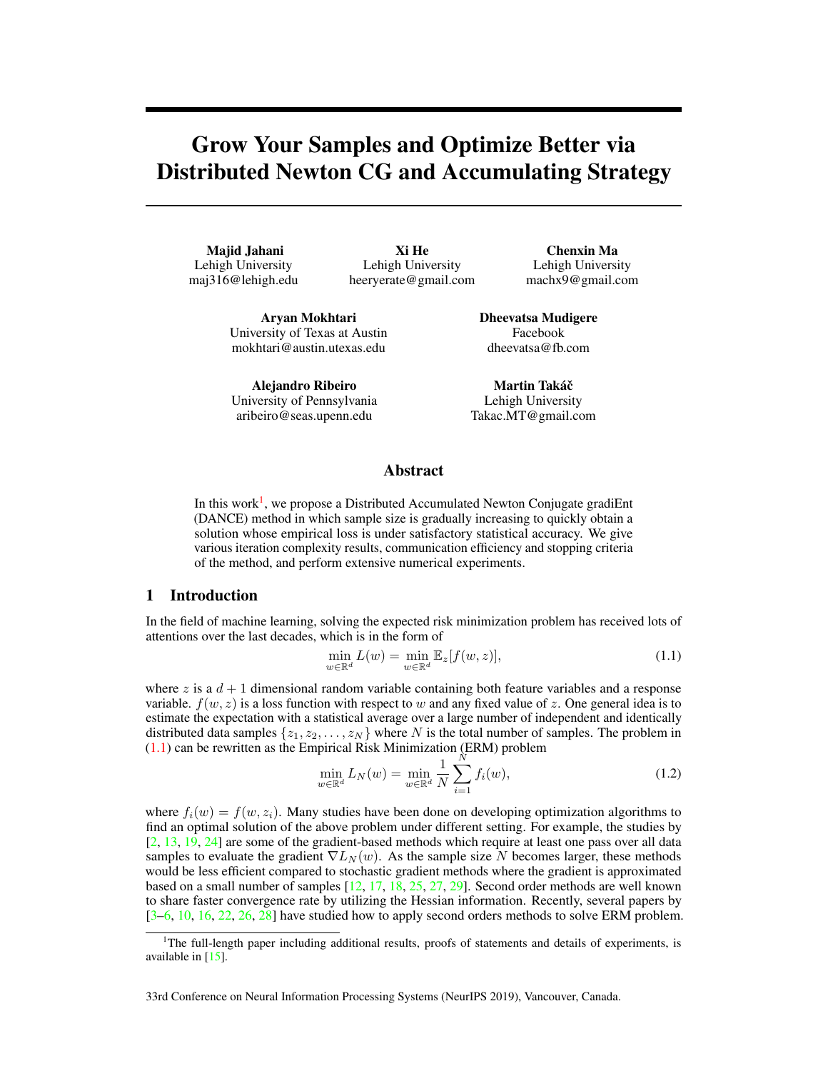# Grow Your Samples and Optimize Better via Distributed Newton CG and Accumulating Strategy

**Majid Jahani**
Lehigh University
maj316@lehigh.edu

**Xi He**
Lehigh University
heeryerate@gmail.com

**Chenxin Ma**
Lehigh University
machx9@gmail.com

**Aryan Mokhtari**
University of Texas at Austin
mokhtari@austin.utexas.edu

**Dheevatsa Mudigere**
Facebook
dheevatsa@fb.com

**Alejandro Ribeiro**
University of Pennsylvania
aribeiro@seas.upenn.edu

**Martin Takáč**
Lehigh University
Takac.MT@gmail.com

## Abstract

In this work[1], we propose a Distributed Accumulated Newton Conjugate gradiEnt (DANCE) method in which sample size is gradually increasing to quickly obtain a solution whose empirical loss is under satisfactory statistical accuracy. We give various iteration complexity results, communication efficiency and stopping criteria of the method, and perform extensive numerical experiments.

## 1 Introduction

In the field of machine learning, solving the expected risk minimization problem has received lots of attentions over the last decades, which is in the form of

$$\min_{w\in\mathbb{R}^d} L(w) = \min_{w\in\mathbb{R}^d} \mathbb{E}_z[f(w,z)], \tag{1.1}$$

where $z$ is a $d+1$ dimensional random variable containing both feature variables and a response variable. $f(w,z)$ is a loss function with respect to $w$ and any fixed value of $z$. One general idea is to estimate the expectation with a statistical average over a large number of independent and identically distributed data samples $\{z_1, z_2, \dots, z_N\}$ where $N$ is the total number of samples. The problem in (1.1) can be rewritten as the Empirical Risk Minimization (ERM) problem

$$\min_{w\in\mathbb{R}^d} L_N(w) = \min_{w\in\mathbb{R}^d} \frac{1}{N}\sum_{i=1}^{N} f_i(w), \tag{1.2}$$

where $f_i(w) = f(w, z_i)$. Many studies have been done on developing optimization algorithms to find an optimal solution of the above problem under different setting. For example, the studies by [2, 13, 19, 24] are some of the gradient-based methods which require at least one pass over all data samples to evaluate the gradient $\nabla L_N(w)$. As the sample size $N$ becomes larger, these methods would be less efficient compared to stochastic gradient methods where the gradient is approximated based on a small number of samples [12, 17, 18, 25, 27, 29]. Second order methods are well known to share faster convergence rate by utilizing the Hessian information. Recently, several papers by [3–6, 10, 16, 22, 26, 28] have studied how to apply second orders methods to solve ERM problem.

[1]The full-length paper including additional results, proofs of statements and details of experiments, is available in [15].

33rd Conference on Neural Information Processing Systems (NeurIPS 2019), Vancouver, Canada.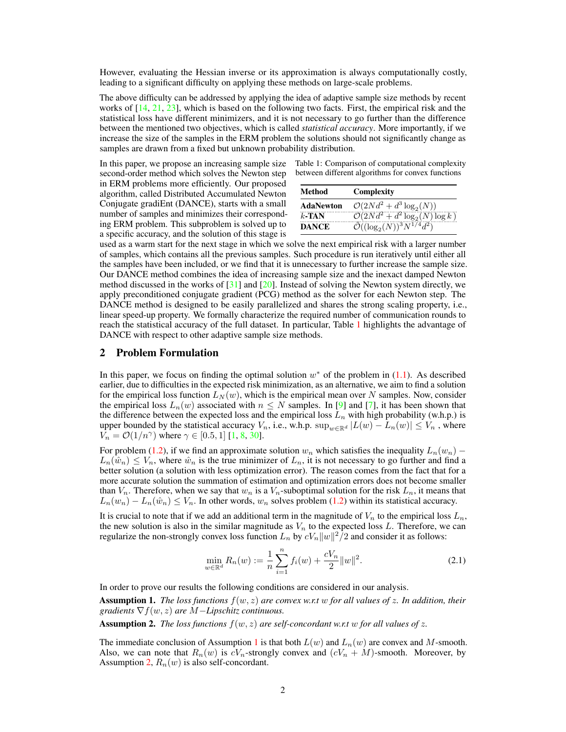However, evaluating the Hessian inverse or its approximation is always computationally costly, leading to a significant difficulty on applying these methods on large-scale problems.

The above difficulty can be addressed by applying the idea of adaptive sample size methods by recent works of [14, 21, 23], which is based on the following two facts. First, the empirical risk and the statistical loss have different minimizers, and it is not necessary to go further than the difference between the mentioned two objectives, which is called *statistical accuracy*. More importantly, if we increase the size of the samples in the ERM problem the solutions should not significantly change as samples are drawn from a fixed but unknown probability distribution.

In this paper, we propose an increasing sample size second-order method which solves the Newton step in ERM problems more efficiently. Our proposed algorithm, called Distributed Accumulated Newton Conjugate gradiEnt (DANCE), starts with a small number of samples and minimizes their corresponding ERM problem. This subproblem is solved up to a specific accuracy, and the solution of this stage is used as a warm start for the next stage in which we solve the next empirical risk with a larger number of samples, which contains all the previous samples. Such procedure is run iteratively until either all the samples have been included, or we find that it is unnecessary to further increase the sample size. Our DANCE method combines the idea of increasing sample size and the inexact damped Newton method discussed in the works of [31] and [20]. Instead of solving the Newton system directly, we apply preconditioned conjugate gradient (PCG) method as the solver for each Newton step. The DANCE method is designed to be easily parallelized and shares the strong scaling property, i.e., linear speed-up property. We formally characterize the required number of communication rounds to reach the statistical accuracy of the full dataset. In particular, Table 1 highlights the advantage of DANCE with respect to other adaptive sample size methods.

Table 1: Comparison of computational complexity between different algorithms for convex functions

| **Method** | **Complexity** |
|---|---|
| **AdaNewton** | $\mathcal{O}(2Nd^2 + d^3 \log_2(N))$ |
| ***k*-TAN** | $\mathcal{O}(2Nd^2 + d^2 \log_2(N) \log k)$ |
| **DANCE** | $\tilde{\mathcal{O}}((\log_2(N))^3 N^{1/4} d^2)$ |

## 2 Problem Formulation

In this paper, we focus on finding the optimal solution $w^*$ of the problem in (1.1). As described earlier, due to difficulties in the expected risk minimization, as an alternative, we aim to find a solution for the empirical loss function $L_N(w)$, which is the empirical mean over $N$ samples. Now, consider the empirical loss $L_n(w)$ associated with $n \le N$ samples. In [9] and [7], it has been shown that the difference between the expected loss and the empirical loss $L_n$ with high probability (w.h.p.) is upper bounded by the statistical accuracy $V_n$, i.e., w.h.p. $\sup_{w\in\mathbb{R}^d} |L(w) - L_n(w)| \le V_n$ , where $V_n = \mathcal{O}(1/n^{\gamma})$ where $\gamma \in [0.5, 1]$ [1, 8, 30].

For problem (1.2), if we find an approximate solution $w_n$ which satisfies the inequality $L_n(w_n) - L_n(\hat{w}_n) \le V_n$, where $\hat{w}_n$ is the true minimizer of $L_n$, it is not necessary to go further and find a better solution (a solution with less optimization error). The reason comes from the fact that for a more accurate solution the summation of estimation and optimization errors does not become smaller than $V_n$. Therefore, when we say that $w_n$ is a $V_n$-suboptimal solution for the risk $L_n$, it means that $L_n(w_n) - L_n(\hat{w}_n) \le V_n$. In other words, $w_n$ solves problem (1.2) within its statistical accuracy.

It is crucial to note that if we add an additional term in the magnitude of $V_n$ to the empirical loss $L_n$, the new solution is also in the similar magnitude as $V_n$ to the expected loss $L$. Therefore, we can regularize the non-strongly convex loss function $L_n$ by $cV_n\|w\|^2/2$ and consider it as follows:

$$\min_{w\in\mathbb{R}^d} R_n(w) := \frac{1}{n}\sum_{i=1}^{n} f_i(w) + \frac{cV_n}{2}\|w\|^2. \tag{2.1}$$

In order to prove our results the following conditions are considered in our analysis.

**Assumption 1.** *The loss functions $f(w, z)$ are convex w.r.t $w$ for all values of $z$. In addition, their gradients $\nabla f(w, z)$ are $M-$Lipschitz continuous.*

**Assumption 2.** *The loss functions $f(w, z)$ are self-concordant w.r.t $w$ for all values of $z$.*

The immediate conclusion of Assumption 1 is that both $L(w)$ and $L_n(w)$ are convex and $M$-smooth. Also, we can note that $R_n(w)$ is $cV_n$-strongly convex and $(cV_n + M)$-smooth. Moreover, by Assumption 2, $R_n(w)$ is also self-concordant.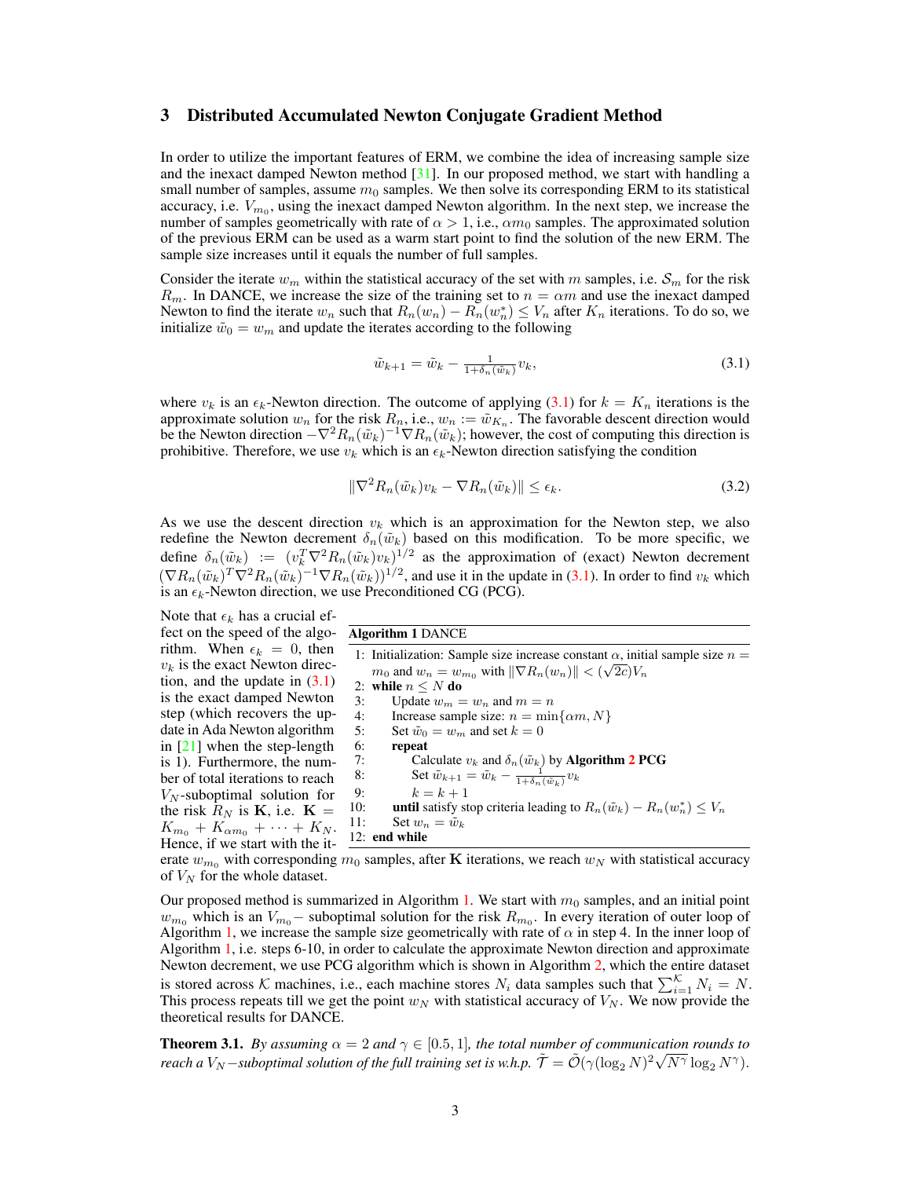# 3 Distributed Accumulated Newton Conjugate Gradient Method

In order to utilize the important features of ERM, we combine the idea of increasing sample size and the inexact damped Newton method [31]. In our proposed method, we start with handling a small number of samples, assume $m_0$ samples. We then solve its corresponding ERM to its statistical accuracy, i.e. $V_{m_0}$, using the inexact damped Newton algorithm. In the next step, we increase the number of samples geometrically with rate of $\alpha > 1$, i.e., $\alpha m_0$ samples. The approximated solution of the previous ERM can be used as a warm start point to find the solution of the new ERM. The sample size increases until it equals the number of full samples.

Consider the iterate $w_m$ within the statistical accuracy of the set with $m$ samples, i.e. $\mathcal{S}_m$ for the risk $R_m$. In DANCE, we increase the size of the training set to $n = \alpha m$ and use the inexact damped Newton to find the iterate $w_n$ such that $R_n(w_n) - R_n(w_n^*) \leq V_n$ after $K_n$ iterations. To do so, we initialize $\tilde{w}_0 = w_m$ and update the iterates according to the following

$$\tilde{w}_{k+1} = \tilde{w}_k - \tfrac{1}{1+\delta_n(\tilde{w}_k)} v_k, \tag{3.1}$$

where $v_k$ is an $\epsilon_k$-Newton direction. The outcome of applying (3.1) for $k = K_n$ iterations is the approximate solution $w_n$ for the risk $R_n$, i.e., $w_n := \tilde{w}_{K_n}$. The favorable descent direction would be the Newton direction $-\nabla^2 R_n(\tilde{w}_k)^{-1} \nabla R_n(\tilde{w}_k)$; however, the cost of computing this direction is prohibitive. Therefore, we use $v_k$ which is an $\epsilon_k$-Newton direction satisfying the condition

$$\|\nabla^2 R_n(\tilde{w}_k) v_k - \nabla R_n(\tilde{w}_k)\| \leq \epsilon_k. \tag{3.2}$$

As we use the descent direction $v_k$ which is an approximation for the Newton step, we also redefine the Newton decrement $\delta_n(\tilde{w}_k)$ based on this modification. To be more specific, we define $\delta_n(\tilde{w}_k) := (v_k^T \nabla^2 R_n(\tilde{w}_k) v_k)^{1/2}$ as the approximation of (exact) Newton decrement $(\nabla R_n(\tilde{w}_k)^T \nabla^2 R_n(\tilde{w}_k)^{-1} \nabla R_n(\tilde{w}_k))^{1/2}$, and use it in the update in (3.1). In order to find $v_k$ which is an $\epsilon_k$-Newton direction, we use Preconditioned CG (PCG).

Note that $\epsilon_k$ has a crucial effect on the speed of the algorithm. When $\epsilon_k = 0$, then $v_k$ is the exact Newton direction, and the update in (3.1) is the exact damped Newton step (which recovers the update in Ada Newton algorithm in [21] when the step-length is 1). Furthermore, the number of total iterations to reach $V_N$-suboptimal solution for the risk $R_N$ is $\mathbf{K}$, i.e. $\mathbf{K} = K_{m_0} + K_{\alpha m_0} + \cdots + K_N$. Hence, if we start with the iterate $w_{m_0}$ with corresponding $m_0$ samples, after $\mathbf{K}$ iterations, we reach $w_N$ with statistical accuracy of $V_N$ for the whole dataset.

**Algorithm 1** DANCE

```
1:  Initialization: Sample size increase constant α, initial sample size n =
    m_0 and w_n = w_{m_0} with ||∇R_n(w_n)|| < (√(2c))V_n
2:  while n ≤ N do
3:      Update w_m = w_n and m = n
4:      Increase sample size: n = min{αm, N}
5:      Set w̃_0 = w_m and set k = 0
6:      repeat
7:          Calculate v_k and δ_n(w̃_k) by Algorithm 2 PCG
8:          Set w̃_{k+1} = w̃_k − (1/(1+δ_n(w̃_k))) v_k
9:          k = k + 1
10:     until satisfy stop criteria leading to R_n(w̃_k) − R_n(w_n^*) ≤ V_n
11:     Set w_n = w̃_k
12: end while
```

Our proposed method is summarized in Algorithm 1. We start with $m_0$ samples, and an initial point $w_{m_0}$ which is an $V_{m_0}-$ suboptimal solution for the risk $R_{m_0}$. In every iteration of outer loop of Algorithm 1, we increase the sample size geometrically with rate of $\alpha$ in step 4. In the inner loop of Algorithm 1, i.e. steps 6-10, in order to calculate the approximate Newton direction and approximate Newton decrement, we use PCG algorithm which is shown in Algorithm 2, which the entire dataset is stored across $\mathcal{K}$ machines, i.e., each machine stores $N_i$ data samples such that $\sum_{i=1}^{\mathcal{K}} N_i = N$. This process repeats till we get the point $w_N$ with statistical accuracy of $V_N$. We now provide the theoretical results for DANCE.

**Theorem 3.1.** *By assuming $\alpha = 2$ and $\gamma \in [0.5, 1]$, the total number of communication rounds to reach a $V_N-$suboptimal solution of the full training set is w.h.p. $\tilde{\mathcal{T}} = \tilde{\mathcal{O}}(\gamma(\log_2 N)^2 \sqrt{N^\gamma} \log_2 N^\gamma)$.*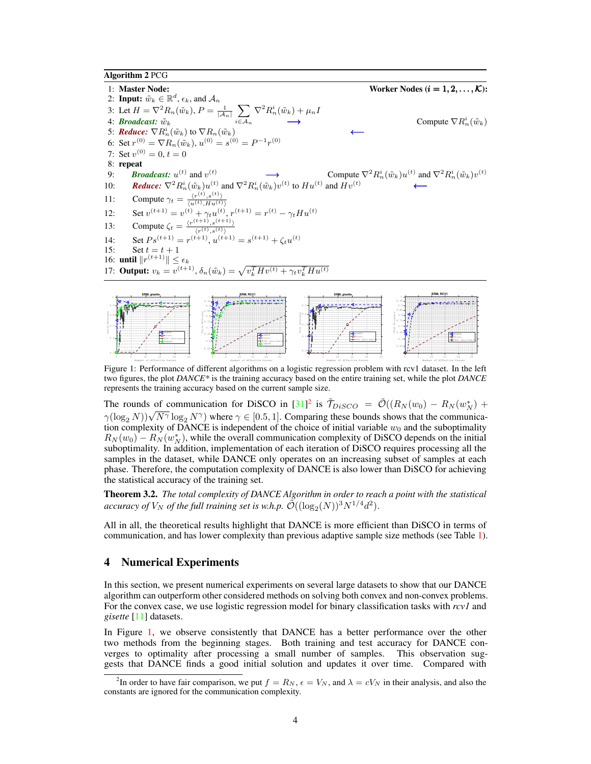**Algorithm 2** PCG

1: **Master Node:** **Worker Nodes ($i = 1, 2, \ldots, \mathcal{K}$):**
2: **Input:** $\tilde{w}_k \in \mathbb{R}^d$, $\epsilon_k$, and $\mathcal{A}_n$
3: Let $H = \nabla^2 R_n(\tilde{w}_k)$, $P = \frac{1}{|\mathcal{A}_n|} \sum_{i \in \mathcal{A}_n} \nabla^2 R_n^i(\tilde{w}_k) + \mu_n I$
4: ***Broadcast:*** $\tilde{w}_k$ $\longrightarrow$ Compute $\nabla R_n^i(\tilde{w}_k)$
5: ***Reduce:*** $\nabla R_n^i(\tilde{w}_k)$ to $\nabla R_n(\tilde{w}_k)$ $\longleftarrow$
6: Set $r^{(0)} = \nabla R_n(\tilde{w}_k)$, $u^{(0)} = s^{(0)} = P^{-1} r^{(0)}$
7: Set $v^{(0)} = 0$, $t = 0$
8: **repeat**
9: ***Broadcast:*** $u^{(t)}$ and $v^{(t)}$ $\longrightarrow$ Compute $\nabla^2 R_n^i(\tilde{w}_k) u^{(t)}$ and $\nabla^2 R_n^i(\tilde{w}_k) v^{(t)}$
10: ***Reduce:*** $\nabla^2 R_n^i(\tilde{w}_k) u^{(t)}$ and $\nabla^2 R_n^i(\tilde{w}_k) v^{(t)}$ to $Hu^{(t)}$ and $Hv^{(t)}$ $\longleftarrow$
11: Compute $\gamma_t = \frac{\langle r^{(t)}, s^{(t)} \rangle}{\langle u^{(t)}, Hu^{(t)} \rangle}$
12: Set $v^{(t+1)} = v^{(t)} + \gamma_t u^{(t)}$, $r^{(t+1)} = r^{(t)} - \gamma_t H u^{(t)}$
13: Compute $\zeta_t = \frac{\langle r^{(t+1)}, s^{(t+1)} \rangle}{\langle r^{(t)}, s^{(t)} \rangle}$
14: Set $P s^{(t+1)} = r^{(t+1)}$, $u^{(t+1)} = s^{(t+1)} + \zeta_t u^{(t)}$
15: Set $t = t + 1$
16: **until** $\|r^{(t+1)}\| \leq \epsilon_k$
17: **Output:** $v_k = v^{(t+1)}$, $\delta_n(\tilde{w}_k) = \sqrt{v_k^T H v^{(t)} + \gamma_t v_k^T H u^{(t)}}$

Figure 1: Performance of different algorithms on a logistic regression problem with rcv1 dataset. In the left two figures, the plot *DANCE\** is the training accuracy based on the entire training set, while the plot *DANCE* represents the training accuracy based on the current sample size.

The rounds of communication for DiSCO in [31][2] is $\tilde{\mathcal{T}}_{DiSCO} = \tilde{\mathcal{O}}((R_N(w_0) - R_N(w_N^*) + \gamma(\log_2 N))\sqrt{N^\gamma} \log_2 N^\gamma)$ where $\gamma \in [0.5, 1]$. Comparing these bounds shows that the communication complexity of DANCE is independent of the choice of initial variable $w_0$ and the suboptimality $R_N(w_0) - R_N(w_N^*)$, while the overall communication complexity of DiSCO depends on the initial suboptimality. In addition, implementation of each iteration of DiSCO requires processing all the samples in the dataset, while DANCE only operates on an increasing subset of samples at each phase. Therefore, the computation complexity of DANCE is also lower than DiSCO for achieving the statistical accuracy of the training set.

**Theorem 3.2.** *The total complexity of DANCE Algorithm in order to reach a point with the statistical accuracy of $V_N$ of the full training set is w.h.p. $\tilde{\mathcal{O}}((\log_2(N))^3 N^{1/4} d^2)$.*

All in all, the theoretical results highlight that DANCE is more efficient than DiSCO in terms of communication, and has lower complexity than previous adaptive sample size methods (see Table 1).

## 4 Numerical Experiments

In this section, we present numerical experiments on several large datasets to show that our DANCE algorithm can outperform other considered methods on solving both convex and non-convex problems. For the convex case, we use logistic regression model for binary classification tasks with *rcv1* and *gisette* [11] datasets.

In Figure 1, we observe consistently that DANCE has a better performance over the other two methods from the beginning stages. Both training and test accuracy for DANCE converges to optimality after processing a small number of samples. This observation suggests that DANCE finds a good initial solution and updates it over time. Compared with

[2] In order to have fair comparison, we put $f = R_N$, $\epsilon = V_N$, and $\lambda = cV_N$ in their analysis, and also the constants are ignored for the communication complexity.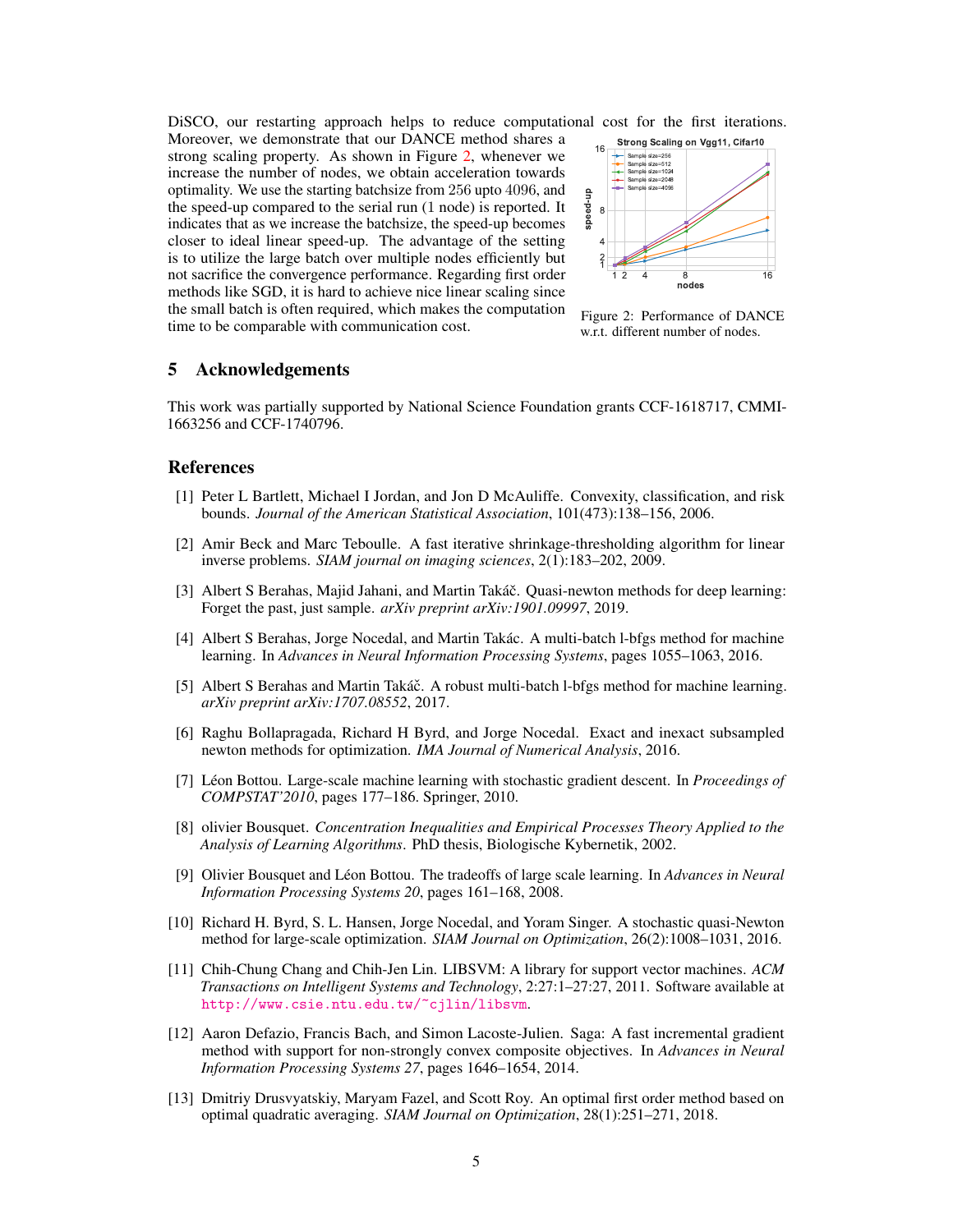DiSCO, our restarting approach helps to reduce computational cost for the first iterations. Moreover, we demonstrate that our DANCE method shares a strong scaling property. As shown in Figure 2, whenever we increase the number of nodes, we obtain acceleration towards optimality. We use the starting batchsize from $256$ upto $4096$, and the speed-up compared to the serial run (1 node) is reported. It indicates that as we increase the batchsize, the speed-up becomes closer to ideal linear speed-up. The advantage of the setting is to utilize the large batch over multiple nodes efficiently but not sacrifice the convergence performance. Regarding first order methods like SGD, it is hard to achieve nice linear scaling since the small batch is often required, which makes the computation time to be comparable with communication cost.

Figure 2: Performance of DANCE w.r.t. different number of nodes.

## 5 Acknowledgements

This work was partially supported by National Science Foundation grants CCF-1618717, CMMI-1663256 and CCF-1740796.

## References

[1] Peter L Bartlett, Michael I Jordan, and Jon D McAuliffe. Convexity, classification, and risk bounds. *Journal of the American Statistical Association*, 101(473):138–156, 2006.

[2] Amir Beck and Marc Teboulle. A fast iterative shrinkage-thresholding algorithm for linear inverse problems. *SIAM journal on imaging sciences*, 2(1):183–202, 2009.

[3] Albert S Berahas, Majid Jahani, and Martin Takáč. Quasi-newton methods for deep learning: Forget the past, just sample. *arXiv preprint arXiv:1901.09997*, 2019.

[4] Albert S Berahas, Jorge Nocedal, and Martin Takác. A multi-batch l-bfgs method for machine learning. In *Advances in Neural Information Processing Systems*, pages 1055–1063, 2016.

[5] Albert S Berahas and Martin Takáč. A robust multi-batch l-bfgs method for machine learning. *arXiv preprint arXiv:1707.08552*, 2017.

[6] Raghu Bollapragada, Richard H Byrd, and Jorge Nocedal. Exact and inexact subsampled newton methods for optimization. *IMA Journal of Numerical Analysis*, 2016.

[7] Léon Bottou. Large-scale machine learning with stochastic gradient descent. In *Proceedings of COMPSTAT'2010*, pages 177–186. Springer, 2010.

[8] olivier Bousquet. *Concentration Inequalities and Empirical Processes Theory Applied to the Analysis of Learning Algorithms*. PhD thesis, Biologische Kybernetik, 2002.

[9] Olivier Bousquet and Léon Bottou. The tradeoffs of large scale learning. In *Advances in Neural Information Processing Systems 20*, pages 161–168, 2008.

[10] Richard H. Byrd, S. L. Hansen, Jorge Nocedal, and Yoram Singer. A stochastic quasi-Newton method for large-scale optimization. *SIAM Journal on Optimization*, 26(2):1008–1031, 2016.

[11] Chih-Chung Chang and Chih-Jen Lin. LIBSVM: A library for support vector machines. *ACM Transactions on Intelligent Systems and Technology*, 2:27:1–27:27, 2011. Software available at http://www.csie.ntu.edu.tw/~cjlin/libsvm.

[12] Aaron Defazio, Francis Bach, and Simon Lacoste-Julien. Saga: A fast incremental gradient method with support for non-strongly convex composite objectives. In *Advances in Neural Information Processing Systems 27*, pages 1646–1654, 2014.

[13] Dmitriy Drusvyatskiy, Maryam Fazel, and Scott Roy. An optimal first order method based on optimal quadratic averaging. *SIAM Journal on Optimization*, 28(1):251–271, 2018.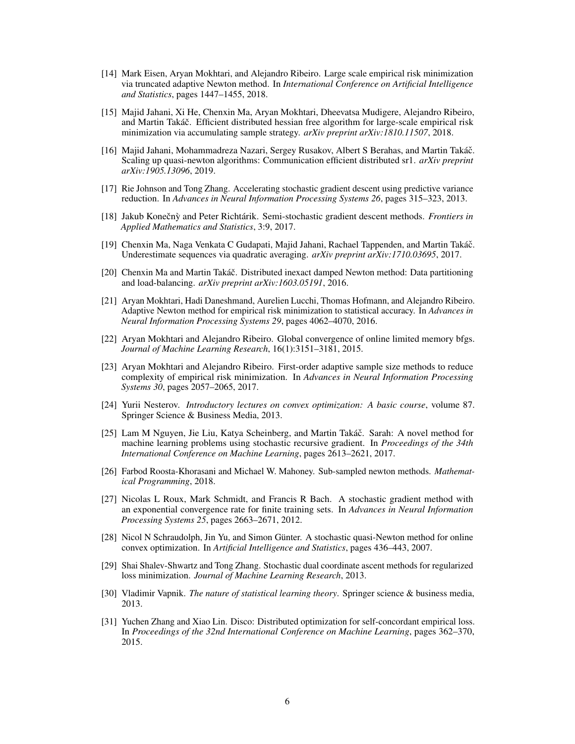[14] Mark Eisen, Aryan Mokhtari, and Alejandro Ribeiro. Large scale empirical risk minimization via truncated adaptive Newton method. In *International Conference on Artificial Intelligence and Statistics*, pages 1447–1455, 2018.

[15] Majid Jahani, Xi He, Chenxin Ma, Aryan Mokhtari, Dheevatsa Mudigere, Alejandro Ribeiro, and Martin Takáč. Efficient distributed hessian free algorithm for large-scale empirical risk minimization via accumulating sample strategy. *arXiv preprint arXiv:1810.11507*, 2018.

[16] Majid Jahani, Mohammadreza Nazari, Sergey Rusakov, Albert S Berahas, and Martin Takáč. Scaling up quasi-newton algorithms: Communication efficient distributed sr1. *arXiv preprint arXiv:1905.13096*, 2019.

[17] Rie Johnson and Tong Zhang. Accelerating stochastic gradient descent using predictive variance reduction. In *Advances in Neural Information Processing Systems 26*, pages 315–323, 2013.

[18] Jakub Konečný and Peter Richtárik. Semi-stochastic gradient descent methods. *Frontiers in Applied Mathematics and Statistics*, 3:9, 2017.

[19] Chenxin Ma, Naga Venkata C Gudapati, Majid Jahani, Rachael Tappenden, and Martin Takáč. Underestimate sequences via quadratic averaging. *arXiv preprint arXiv:1710.03695*, 2017.

[20] Chenxin Ma and Martin Takáč. Distributed inexact damped Newton method: Data partitioning and load-balancing. *arXiv preprint arXiv:1603.05191*, 2016.

[21] Aryan Mokhtari, Hadi Daneshmand, Aurelien Lucchi, Thomas Hofmann, and Alejandro Ribeiro. Adaptive Newton method for empirical risk minimization to statistical accuracy. In *Advances in Neural Information Processing Systems 29*, pages 4062–4070, 2016.

[22] Aryan Mokhtari and Alejandro Ribeiro. Global convergence of online limited memory bfgs. *Journal of Machine Learning Research*, 16(1):3151–3181, 2015.

[23] Aryan Mokhtari and Alejandro Ribeiro. First-order adaptive sample size methods to reduce complexity of empirical risk minimization. In *Advances in Neural Information Processing Systems 30*, pages 2057–2065, 2017.

[24] Yurii Nesterov. *Introductory lectures on convex optimization: A basic course*, volume 87. Springer Science & Business Media, 2013.

[25] Lam M Nguyen, Jie Liu, Katya Scheinberg, and Martin Takáč. Sarah: A novel method for machine learning problems using stochastic recursive gradient. In *Proceedings of the 34th International Conference on Machine Learning*, pages 2613–2621, 2017.

[26] Farbod Roosta-Khorasani and Michael W. Mahoney. Sub-sampled newton methods. *Mathematical Programming*, 2018.

[27] Nicolas L Roux, Mark Schmidt, and Francis R Bach. A stochastic gradient method with an exponential convergence rate for finite training sets. In *Advances in Neural Information Processing Systems 25*, pages 2663–2671, 2012.

[28] Nicol N Schraudolph, Jin Yu, and Simon Günter. A stochastic quasi-Newton method for online convex optimization. In *Artificial Intelligence and Statistics*, pages 436–443, 2007.

[29] Shai Shalev-Shwartz and Tong Zhang. Stochastic dual coordinate ascent methods for regularized loss minimization. *Journal of Machine Learning Research*, 2013.

[30] Vladimir Vapnik. *The nature of statistical learning theory*. Springer science & business media, 2013.

[31] Yuchen Zhang and Xiao Lin. Disco: Distributed optimization for self-concordant empirical loss. In *Proceedings of the 32nd International Conference on Machine Learning*, pages 362–370, 2015.